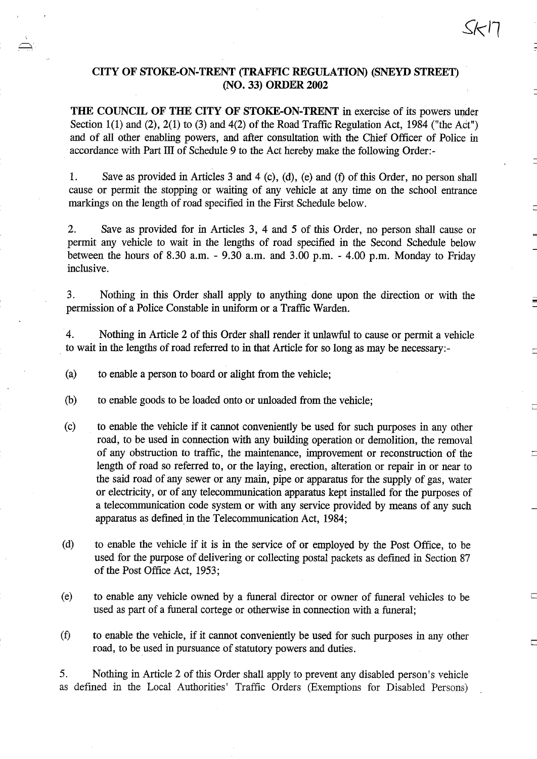SK17

# CITY OF STOKE-ON-TRENT (TRAFFIC REGULATION) (SNEYD STREET) (NO. 33) ORDER 2002

**THE COUNCIL OF THE CITY OF STOKE-ON-TRENT** in exercise of its powers under Section 1(1) and (2), 2(1) to (3) and 4(2) of the Road Traffic Regulation Act, 1984 ("the Act") and of all other enabling powers, and after consultation with the Chief Officer of Police in accordance with Part III of Schedule 9 to the Act hereby make the following Order:-

1. Save as provided in Articles 3 and 4 (c), (d), (e) and (f) of this Order, no person shall cause or permit the stopping or waiting of any vehicle at any time on the school entrance markings on the length of road specified in the First Schedule below.

2. Save as provided for in Articles 3, 4 and 5 of this Order, no person shall cause or permit any vehicle to wait in the lengths of road specified in the Second Schedule below between the hours of 8.30 a.m. - 9.30 a.m. and 3.00 p.m. - 4.00 p.m. Monday to Friday inclusive.

3. Nothing in this Order shall apply to anything done upon the direction or with the permission of a Police Constable in uniform or a Traffic Warden.

4. Nothing in Article 2 of this Order shall render it unlawful to cause or permit a vehicle to wait in the lengths of road referred to in that Article for so long as may be necessary:-

(a) to enable a person to board or alight from the vehicle;

(b) to enable goods to be loaded onto or unloaded from the vehicle;

(c) to enable the vehicle if it cannot conveniently be used for such purposes in any other road, to be used in connection with any building operation or demolition, the removal of any obstruction to traffic, the maintenance, improvement or reconstruction of the length of road so referred to, or the laying, erection, alteration or repair in or near to the said road of any sewer or any main, pipe or apparatus for the supply of gas, water or electricity, or of any telecommunication apparatus kept installed for the purposes of a telecommunication code system or with any service provided by means of any such apparatus as defined in the Telecommunication Act, 1984;

(d) to enable the vehicle if it is in the service of or employed by the Post Office, to be used for the purpose of delivering or collecting postal packets as defined in Section 87 of the Post Office Act, 1953;

(e) to enable any vehicle owned by a funeral director or owner of funeral vehicles to be used as part of a funeral cortege or otherwise in connection with a funeral;

(f) to enable the vehicle, if it cannot conveniently be used for such purposes in any other road, to be used in pursuance of statutory powers and duties.

5. Nothing in Article 2 of this Order shall apply to prevent any disabled person's vehicle as defined in the Local Authorities' Traffic Orders (Exemptions for Disabled Persons)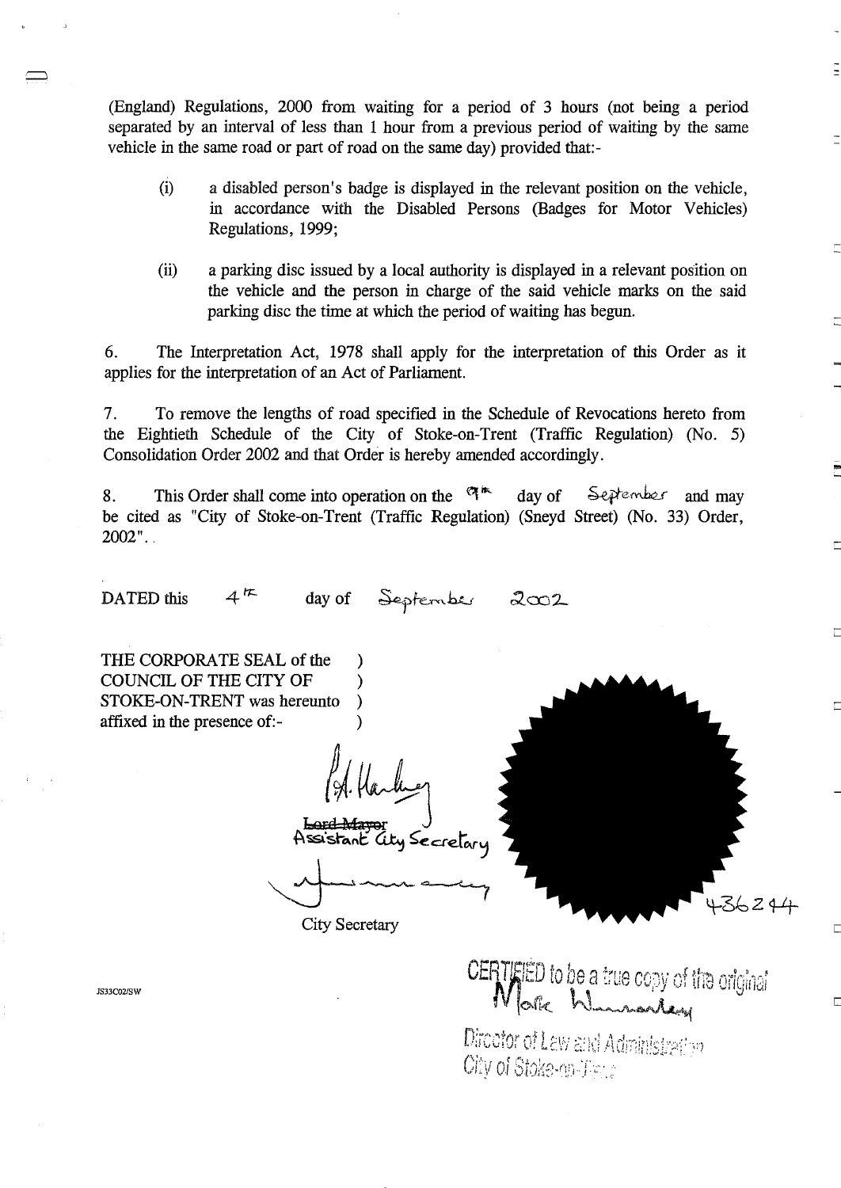(England) Regulations, 2000 from waiting for a period of 3 hours (not being a period separated by an interval of less than 1 hour from a previous period of waiting by the same vehicle in the same road or part of road on the same day) provided that:-

(i) a disabled person's badge is displayed in the relevant position on the vehicle, in accordance with the Disabled Persons (Badges for Motor Vehicles) Regulations, 1999;

(ii) a parking disc issued by a local authority is displayed in a relevant position on the vehicle and the person in charge of the said vehicle marks on the said parking disc the time at which the period of waiting has begun.

6. The Interpretation Act, 1978 shall apply for the interpretation of this Order as it applies for the interpretation of an Act of Parliament.

7. To remove the lengths of road specified in the Schedule of Revocations hereto from the Eightieth Schedule of the City of Stoke-on-Trent (Traffic Regulation) (No. 5) Consolidation Order 2002 and that Order is hereby amended accordingly.

8. This Order shall come into operation on the 9th day of September and may be cited as "City of Stoke-on-Trent (Traffic Regulation) (Sneyd Street) (No. 33) Order, 2002"..

DATED this 4th day of September 2002

THE CORPORATE SEAL of the COUNCIL OF THE CITY OF STOKE-ON-TRENT was hereunto affixed in the presence of:-

~~Lord Mayor~~ Assistant City Secretary

City Secretary

436244

JS33C02/SW

CERTIFIED to be a true copy of the original

Director of Law and Administration
City of Stoke-on-Trent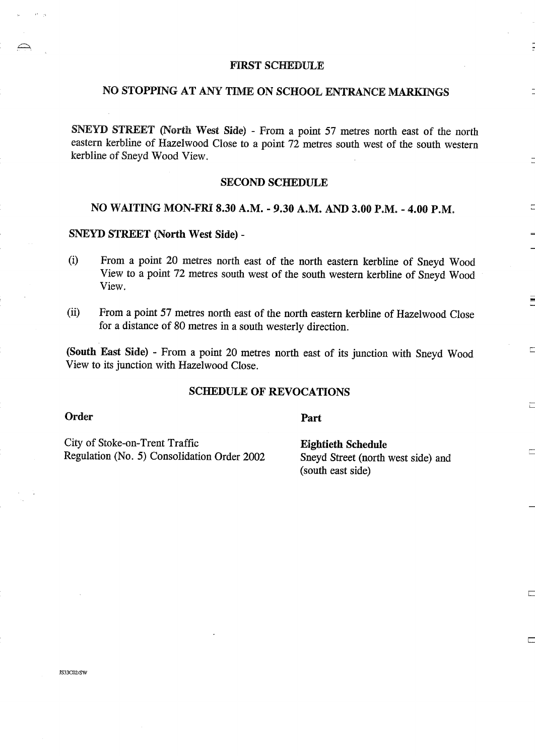## FIRST SCHEDULE

## NO STOPPING AT ANY TIME ON SCHOOL ENTRANCE MARKINGS

**SNEYD STREET (North West Side)** - From a point 57 metres north east of the north eastern kerbline of Hazelwood Close to a point 72 metres south west of the south western kerbline of Sneyd Wood View.

## SECOND SCHEDULE

## NO WAITING MON-FRI 8.30 A.M. - 9.30 A.M. AND 3.00 P.M. - 4.00 P.M.

**SNEYD STREET (North West Side)** -

(i) From a point 20 metres north east of the north eastern kerbline of Sneyd Wood View to a point 72 metres south west of the south western kerbline of Sneyd Wood View.

(ii) From a point 57 metres north east of the north eastern kerbline of Hazelwood Close for a distance of 80 metres in a south westerly direction.

**(South East Side)** - From a point 20 metres north east of its junction with Sneyd Wood View to its junction with Hazelwood Close.

## SCHEDULE OF REVOCATIONS

| **Order** | **Part** |
|---|---|
| City of Stoke-on-Trent Traffic Regulation (No. 5) Consolidation Order 2002 | **Eightieth Schedule** Sneyd Street (north west side) and (south east side) |

JS33C02/SW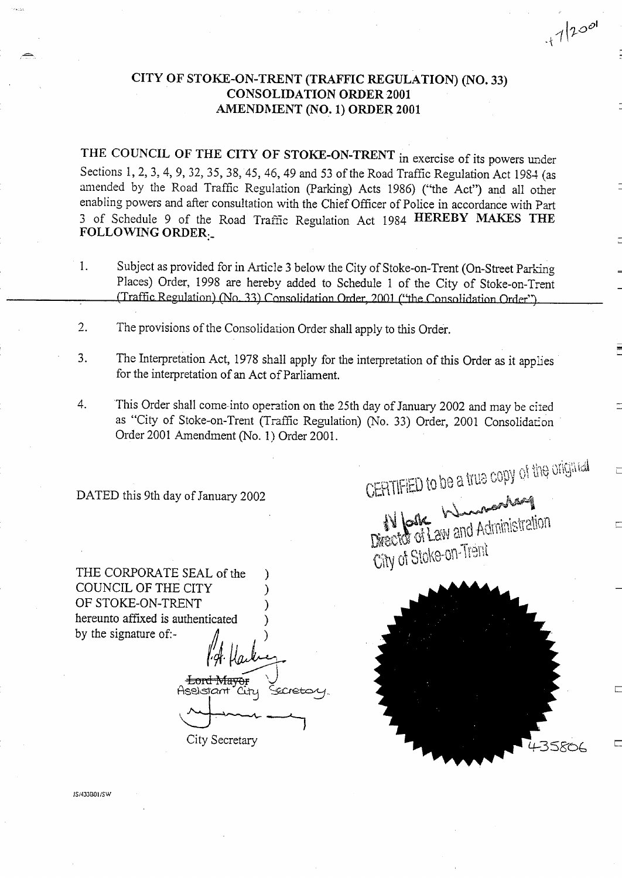+7/2001

# CITY OF STOKE-ON-TRENT (TRAFFIC REGULATION) (NO. 33) CONSOLIDATION ORDER 2001 AMENDMENT (NO. 1) ORDER 2001

**THE COUNCIL OF THE CITY OF STOKE-ON-TRENT** in exercise of its powers under Sections 1, 2, 3, 4, 9, 32, 35, 38, 45, 46, 49 and 53 of the Road Traffic Regulation Act 1984 (as amended by the Road Traffic Regulation (Parking) Acts 1986) ("the Act") and all other enabling powers and after consultation with the Chief Officer of Police in accordance with Part 3 of Schedule 9 of the Road Traffic Regulation Act 1984 **HEREBY MAKES THE FOLLOWING ORDER:-**

1. Subject as provided for in Article 3 below the City of Stoke-on-Trent (On-Street Parking Places) Order, 1998 are hereby added to Schedule 1 of the City of Stoke-on-Trent (Traffic Regulation) (No. 33) Consolidation Order, 2001 ("the Consolidation Order")

2. The provisions of the Consolidation Order shall apply to this Order.

3. The Interpretation Act, 1978 shall apply for the interpretation of this Order as it applies for the interpretation of an Act of Parliament.

4. This Order shall come into operation on the 25th day of January 2002 and may be cited as "City of Stoke-on-Trent (Traffic Regulation) (No. 33) Order, 2001 Consolidation Order 2001 Amendment (No. 1) Order 2001.

DATED this 9th day of January 2002

THE CORPORATE SEAL of the COUNCIL OF THE CITY OF STOKE-ON-TRENT hereunto affixed is authenticated by the signature of:-

~~Lord Mayor~~ Assistant City Secretary

City Secretary

CERTIFIED to be a true copy of the original

Director of Law and Administration
City of Stoke-on-Trent

435806

JS/433B01/SW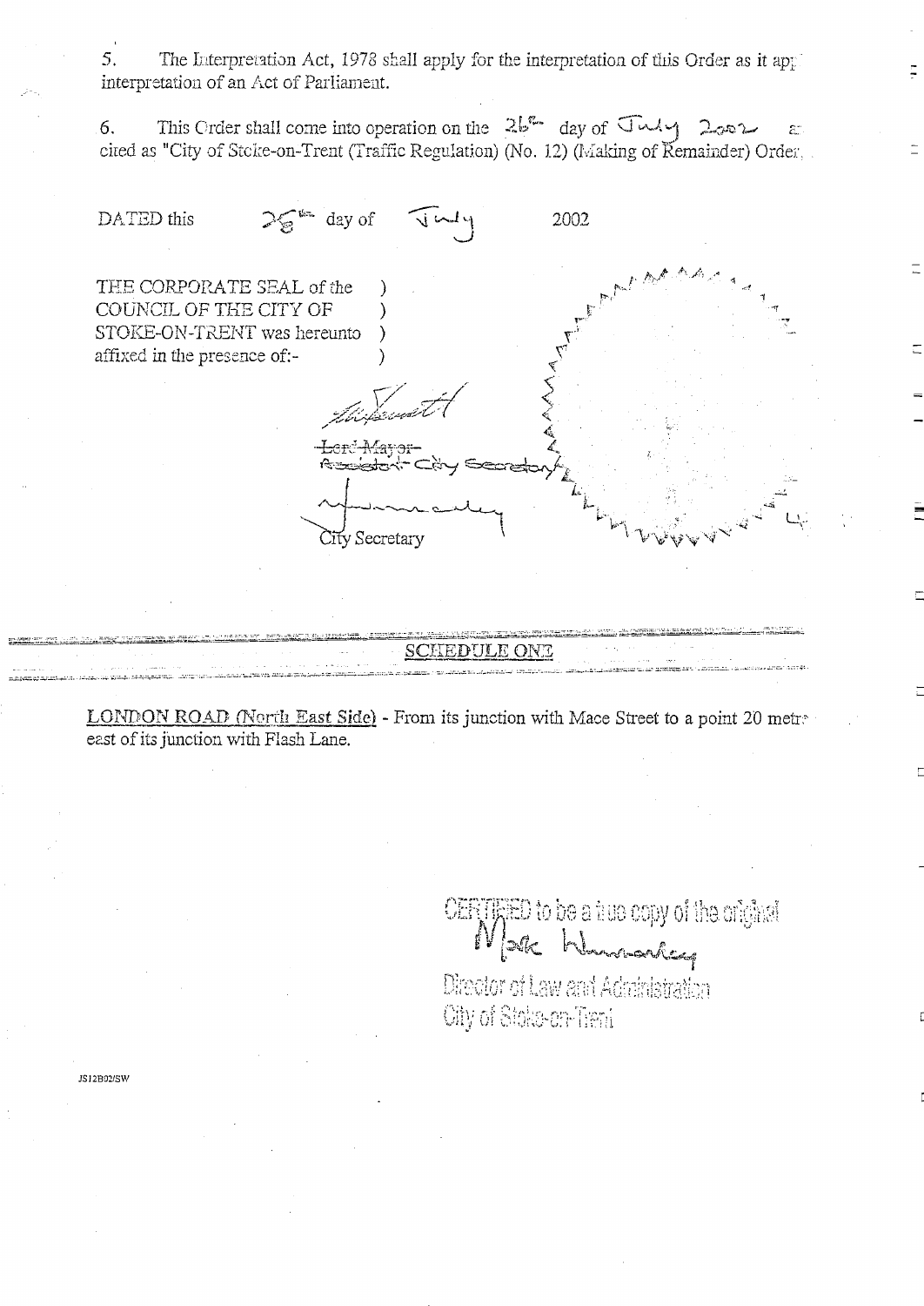5. The Interpretation Act, 1978 shall apply for the interpretation of this Order as it app interpretation of an Act of Parliament.

6. This Order shall come into operation on the 26th day of July 2002 a cited as "City of Stoke-on-Trent (Traffic Regulation) (No. 12) (Making of Remainder) Order.

DATED this 25th day of July 2002

THE CORPORATE SEAL of the COUNCIL OF THE CITY OF STOKE-ON-TRENT was hereunto affixed in the presence of:-

~~Lord Mayor~~ Assistant City Secretary

City Secretary

## SCHEDULE ONE

LONDON ROAD (North East Side) - From its junction with Mace Street to a point 20 metre east of its junction with Flash Lane.

CERTIFIED to be a true copy of the original
Mark Humanley
Director of Law and Administration
City of Stoke-on-Trent

JS12B02/SW